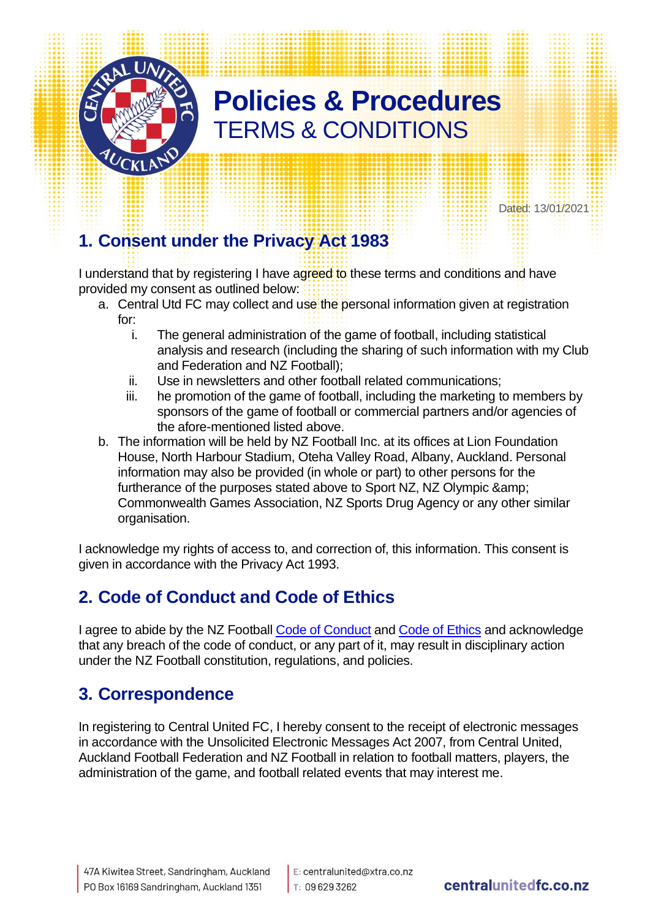# Policies & Procedures
## TERMS & CONDITIONS

Dated: 13/01/2021

## 1. Consent under the Privacy Act 1983

I understand that by registering I have agreed to these terms and conditions and have provided my consent as outlined below:

a. Central Utd FC may collect and use the personal information given at registration for:
   i. The general administration of the game of football, including statistical analysis and research (including the sharing of such information with my Club and Federation and NZ Football);
   ii. Use in newsletters and other football related communications;
   iii. he promotion of the game of football, including the marketing to members by sponsors of the game of football or commercial partners and/or agencies of the afore-mentioned listed above.

b. The information will be held by NZ Football Inc. at its offices at Lion Foundation House, North Harbour Stadium, Oteha Valley Road, Albany, Auckland. Personal information may also be provided (in whole or part) to other persons for the furtherance of the purposes stated above to Sport NZ, NZ Olympic &amp; Commonwealth Games Association, NZ Sports Drug Agency or any other similar organisation.

I acknowledge my rights of access to, and correction of, this information. This consent is given in accordance with the Privacy Act 1993.

## 2. Code of Conduct and Code of Ethics

I agree to abide by the NZ Football Code of Conduct and Code of Ethics and acknowledge that any breach of the code of conduct, or any part of it, may result in disciplinary action under the NZ Football constitution, regulations, and policies.

## 3. Correspondence

In registering to Central United FC, I hereby consent to the receipt of electronic messages in accordance with the Unsolicited Electronic Messages Act 2007, from Central United, Auckland Football Federation and NZ Football in relation to football matters, players, the administration of the game, and football related events that may interest me.

47A Kiwitea Street, Sandringham, Auckland
PO Box 16169 Sandringham, Auckland 1351

E: centralunited@xtra.co.nz
T: 09 629 3262

centralunitedfc.co.nz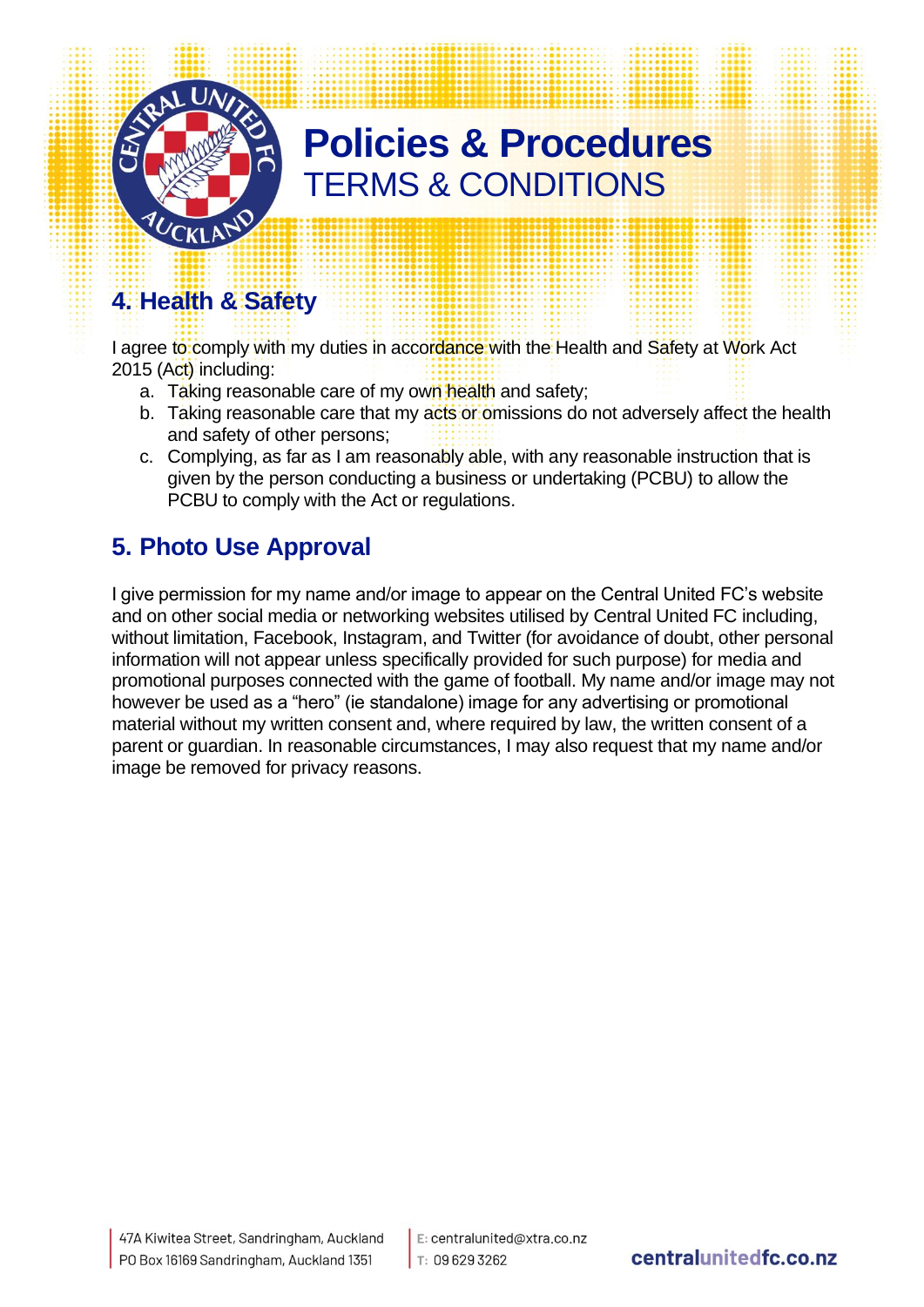# Policies & Procedures
TERMS & CONDITIONS

## 4. Health & Safety

I agree to comply with my duties in accordance with the Health and Safety at Work Act 2015 (Act) including:

a. Taking reasonable care of my own health and safety;
b. Taking reasonable care that my acts or omissions do not adversely affect the health and safety of other persons;
c. Complying, as far as I am reasonably able, with any reasonable instruction that is given by the person conducting a business or undertaking (PCBU) to allow the PCBU to comply with the Act or regulations.

## 5. Photo Use Approval

I give permission for my name and/or image to appear on the Central United FC's website and on other social media or networking websites utilised by Central United FC including, without limitation, Facebook, Instagram, and Twitter (for avoidance of doubt, other personal information will not appear unless specifically provided for such purpose) for media and promotional purposes connected with the game of football. My name and/or image may not however be used as a "hero" (ie standalone) image for any advertising or promotional material without my written consent and, where required by law, the written consent of a parent or guardian. In reasonable circumstances, I may also request that my name and/or image be removed for privacy reasons.